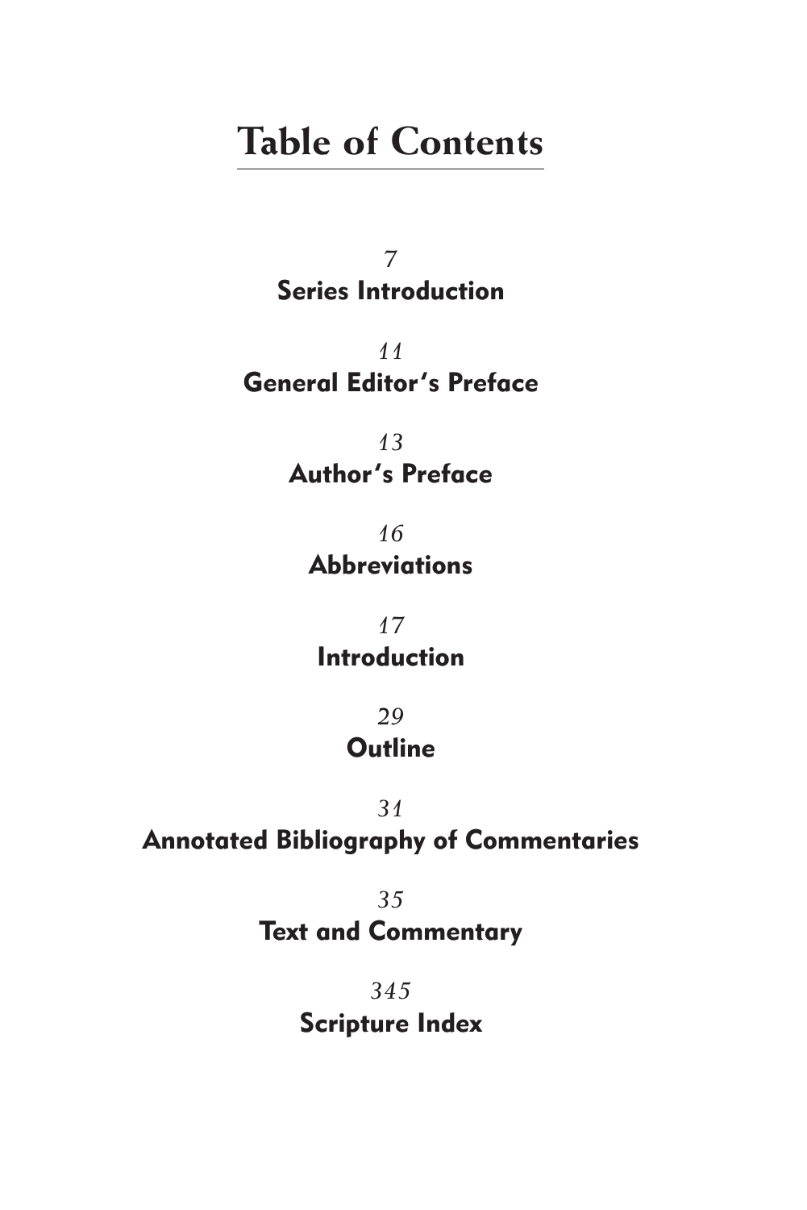# Table of Contents

*7*
**Series Introduction**

*11*
**General Editor's Preface**

*13*
**Author's Preface**

*16*
**Abbreviations**

*17*
**Introduction**

*29*
**Outline**

*31*
**Annotated Bibliography of Commentaries**

*35*
**Text and Commentary**

*345*
**Scripture Index**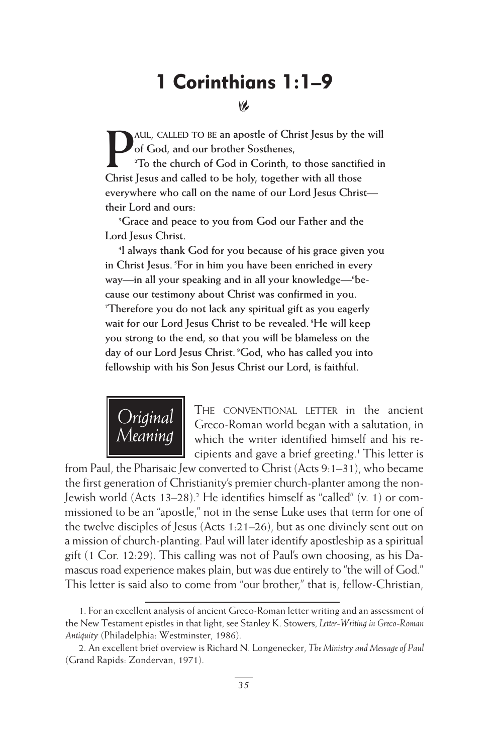# 1 Corinthians 1:1–9

**PAUL, CALLED TO BE an apostle of Christ Jesus by the will of God, and our brother Sosthenes,**

**[2]To the church of God in Corinth, to those sanctified in Christ Jesus and called to be holy, together with all those everywhere who call on the name of our Lord Jesus Christ—their Lord and ours:**

**[3]Grace and peace to you from God our Father and the Lord Jesus Christ.**

**[4]I always thank God for you because of his grace given you in Christ Jesus. [5]For in him you have been enriched in every way—in all your speaking and in all your knowledge—[6]because our testimony about Christ was confirmed in you. [7]Therefore you do not lack any spiritual gift as you eagerly wait for our Lord Jesus Christ to be revealed. [8]He will keep you strong to the end, so that you will be blameless on the day of our Lord Jesus Christ. [9]God, who has called you into fellowship with his Son Jesus Christ our Lord, is faithful.**

## *Original Meaning*

THE CONVENTIONAL LETTER in the ancient Greco-Roman world began with a salutation, in which the writer identified himself and his recipients and gave a brief greeting.[1] This letter is from Paul, the Pharisaic Jew converted to Christ (Acts 9:1–31), who became the first generation of Christianity's premier church-planter among the non-Jewish world (Acts 13–28).[2] He identifies himself as "called" (v. 1) or commissioned to be an "apostle," not in the sense Luke uses that term for one of the twelve disciples of Jesus (Acts 1:21–26), but as one divinely sent out on a mission of church-planting. Paul will later identify apostleship as a spiritual gift (1 Cor. 12:29). This calling was not of Paul's own choosing, as his Damascus road experience makes plain, but was due entirely to "the will of God." This letter is said also to come from "our brother," that is, fellow-Christian,

1. For an excellent analysis of ancient Greco-Roman letter writing and an assessment of the New Testament epistles in that light, see Stanley K. Stowers, *Letter-Writing in Greco-Roman Antiquity* (Philadelphia: Westminster, 1986).

2. An excellent brief overview is Richard N. Longenecker, *The Ministry and Message of Paul* (Grand Rapids: Zondervan, 1971).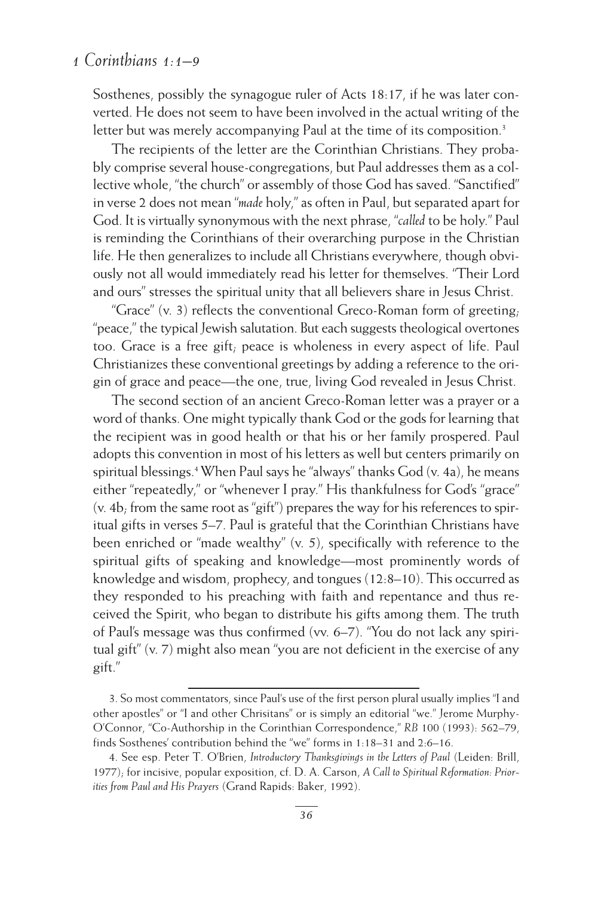Sosthenes, possibly the synagogue ruler of Acts 18:17, if he was later converted. He does not seem to have been involved in the actual writing of the letter but was merely accompanying Paul at the time of its composition.[3]

The recipients of the letter are the Corinthian Christians. They probably comprise several house-congregations, but Paul addresses them as a collective whole, "the church" or assembly of those God has saved. "Sanctified" in verse 2 does not mean "*made* holy," as often in Paul, but separated apart for God. It is virtually synonymous with the next phrase, "*called* to be holy." Paul is reminding the Corinthians of their overarching purpose in the Christian life. He then generalizes to include all Christians everywhere, though obviously not all would immediately read his letter for themselves. "Their Lord and ours" stresses the spiritual unity that all believers share in Jesus Christ.

"Grace" (v. 3) reflects the conventional Greco-Roman form of greeting; "peace," the typical Jewish salutation. But each suggests theological overtones too. Grace is a free gift; peace is wholeness in every aspect of life. Paul Christianizes these conventional greetings by adding a reference to the origin of grace and peace—the one, true, living God revealed in Jesus Christ.

The second section of an ancient Greco-Roman letter was a prayer or a word of thanks. One might typically thank God or the gods for learning that the recipient was in good health or that his or her family prospered. Paul adopts this convention in most of his letters as well but centers primarily on spiritual blessings.[4] When Paul says he "always" thanks God (v. 4a), he means either "repeatedly," or "whenever I pray." His thankfulness for God's "grace" (v. 4b; from the same root as "gift") prepares the way for his references to spiritual gifts in verses 5–7. Paul is grateful that the Corinthian Christians have been enriched or "made wealthy" (v. 5), specifically with reference to the spiritual gifts of speaking and knowledge—most prominently words of knowledge and wisdom, prophecy, and tongues (12:8–10). This occurred as they responded to his preaching with faith and repentance and thus received the Spirit, who began to distribute his gifts among them. The truth of Paul's message was thus confirmed (vv. 6–7). "You do not lack any spiritual gift" (v. 7) might also mean "you are not deficient in the exercise of any gift."

---

3. So most commentators, since Paul's use of the first person plural usually implies "I and other apostles" or "I and other Chrisitans" or is simply an editorial "we." Jerome Murphy-O'Connor, "Co-Authorship in the Corinthian Correspondence," *RB* 100 (1993): 562–79, finds Sosthenes' contribution behind the "we" forms in 1:18–31 and 2:6–16.

4. See esp. Peter T. O'Brien, *Introductory Thanksgivings in the Letters of Paul* (Leiden: Brill, 1977); for incisive, popular exposition, cf. D. A. Carson, *A Call to Spiritual Reformation: Priorities from Paul and His Prayers* (Grand Rapids: Baker, 1992).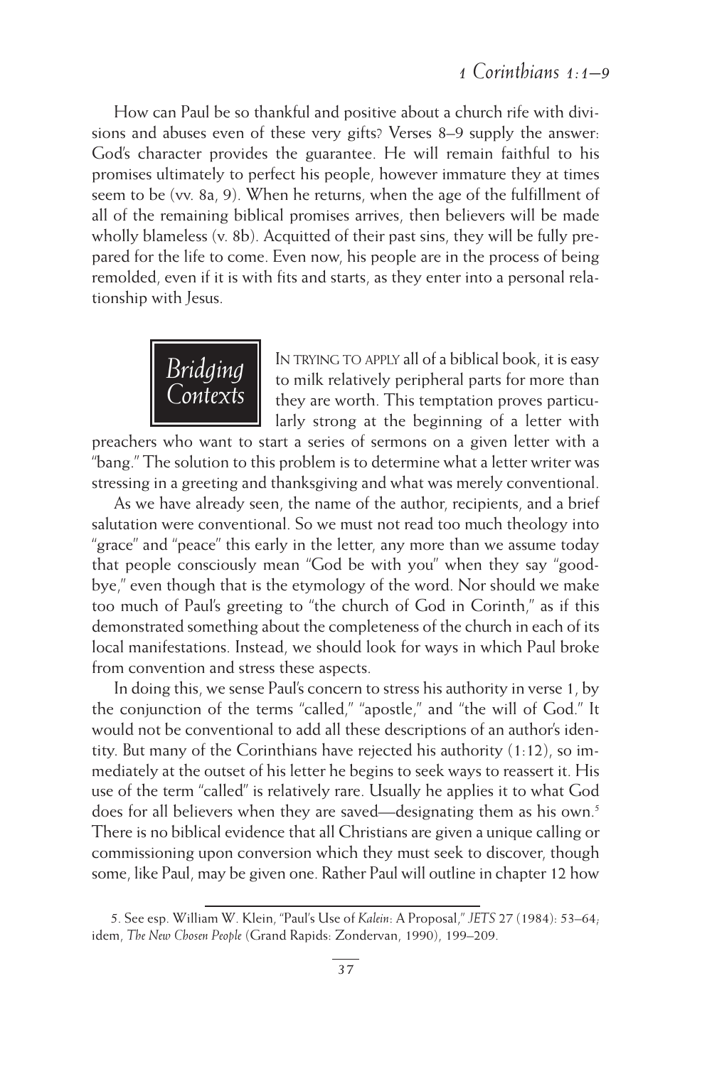How can Paul be so thankful and positive about a church rife with divisions and abuses even of these very gifts? Verses 8–9 supply the answer: God's character provides the guarantee. He will remain faithful to his promises ultimately to perfect his people, however immature they at times seem to be (vv. 8a, 9). When he returns, when the age of the fulfillment of all of the remaining biblical promises arrives, then believers will be made wholly blameless (v. 8b). Acquitted of their past sins, they will be fully prepared for the life to come. Even now, his people are in the process of being remolded, even if it is with fits and starts, as they enter into a personal relationship with Jesus.

## *Bridging Contexts*

IN TRYING TO APPLY all of a biblical book, it is easy to milk relatively peripheral parts for more than they are worth. This temptation proves particularly strong at the beginning of a letter with preachers who want to start a series of sermons on a given letter with a "bang." The solution to this problem is to determine what a letter writer was stressing in a greeting and thanksgiving and what was merely conventional.

As we have already seen, the name of the author, recipients, and a brief salutation were conventional. So we must not read too much theology into "grace" and "peace" this early in the letter, any more than we assume today that people consciously mean "God be with you" when they say "goodbye," even though that is the etymology of the word. Nor should we make too much of Paul's greeting to "the church of God in Corinth," as if this demonstrated something about the completeness of the church in each of its local manifestations. Instead, we should look for ways in which Paul broke from convention and stress these aspects.

In doing this, we sense Paul's concern to stress his authority in verse 1, by the conjunction of the terms "called," "apostle," and "the will of God." It would not be conventional to add all these descriptions of an author's identity. But many of the Corinthians have rejected his authority (1:12), so immediately at the outset of his letter he begins to seek ways to reassert it. His use of the term "called" is relatively rare. Usually he applies it to what God does for all believers when they are saved—designating them as his own.[5] There is no biblical evidence that all Christians are given a unique calling or commissioning upon conversion which they must seek to discover, though some, like Paul, may be given one. Rather Paul will outline in chapter 12 how

5. See esp. William W. Klein, "Paul's Use of *Kalein*: A Proposal," *JETS* 27 (1984): 53–64; idem, *The New Chosen People* (Grand Rapids: Zondervan, 1990), 199–209.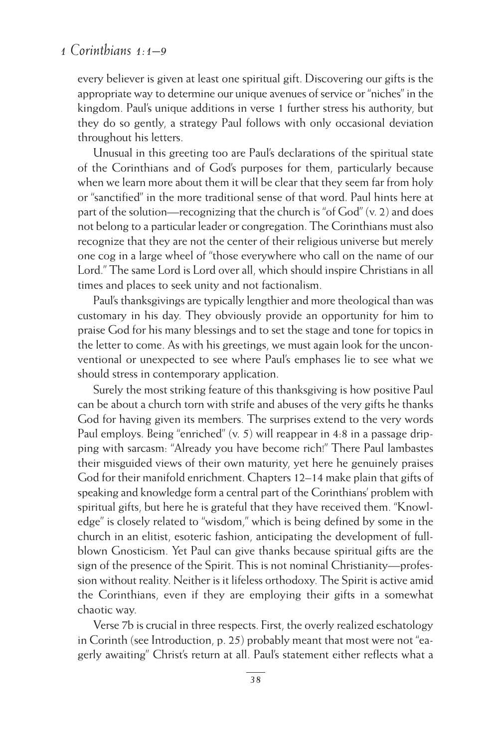every believer is given at least one spiritual gift. Discovering our gifts is the appropriate way to determine our unique avenues of service or "niches" in the kingdom. Paul's unique additions in verse 1 further stress his authority, but they do so gently, a strategy Paul follows with only occasional deviation throughout his letters.

Unusual in this greeting too are Paul's declarations of the spiritual state of the Corinthians and of God's purposes for them, particularly because when we learn more about them it will be clear that they seem far from holy or "sanctified" in the more traditional sense of that word. Paul hints here at part of the solution—recognizing that the church is "of God" (v. 2) and does not belong to a particular leader or congregation. The Corinthians must also recognize that they are not the center of their religious universe but merely one cog in a large wheel of "those everywhere who call on the name of our Lord." The same Lord is Lord over all, which should inspire Christians in all times and places to seek unity and not factionalism.

Paul's thanksgivings are typically lengthier and more theological than was customary in his day. They obviously provide an opportunity for him to praise God for his many blessings and to set the stage and tone for topics in the letter to come. As with his greetings, we must again look for the unconventional or unexpected to see where Paul's emphases lie to see what we should stress in contemporary application.

Surely the most striking feature of this thanksgiving is how positive Paul can be about a church torn with strife and abuses of the very gifts he thanks God for having given its members. The surprises extend to the very words Paul employs. Being "enriched" (v. 5) will reappear in 4:8 in a passage dripping with sarcasm: "Already you have become rich!" There Paul lambastes their misguided views of their own maturity, yet here he genuinely praises God for their manifold enrichment. Chapters 12–14 make plain that gifts of speaking and knowledge form a central part of the Corinthians' problem with spiritual gifts, but here he is grateful that they have received them. "Knowledge" is closely related to "wisdom," which is being defined by some in the church in an elitist, esoteric fashion, anticipating the development of full-blown Gnosticism. Yet Paul can give thanks because spiritual gifts are the sign of the presence of the Spirit. This is not nominal Christianity—profession without reality. Neither is it lifeless orthodoxy. The Spirit is active amid the Corinthians, even if they are employing their gifts in a somewhat chaotic way.

Verse 7b is crucial in three respects. First, the overly realized eschatology in Corinth (see Introduction, p. 25) probably meant that most were not "eagerly awaiting" Christ's return at all. Paul's statement either reflects what a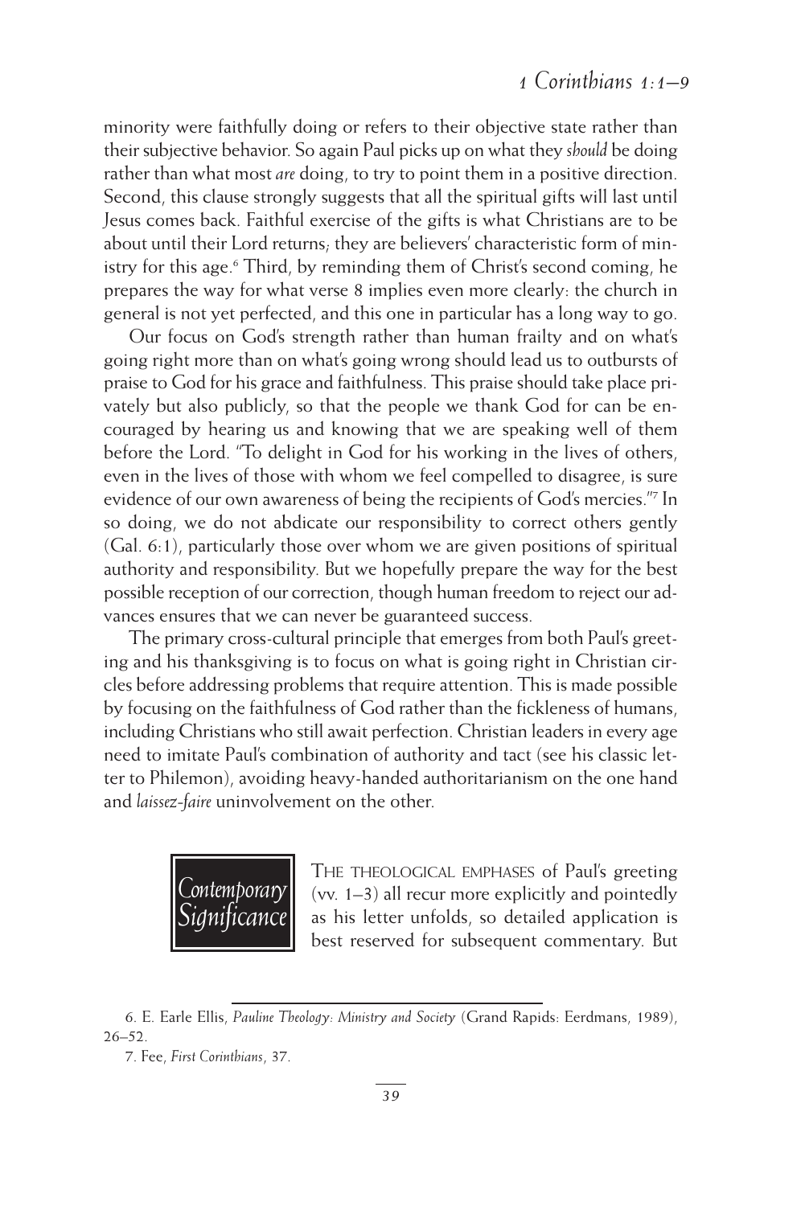minority were faithfully doing or refers to their objective state rather than their subjective behavior. So again Paul picks up on what they *should* be doing rather than what most *are* doing, to try to point them in a positive direction. Second, this clause strongly suggests that all the spiritual gifts will last until Jesus comes back. Faithful exercise of the gifts is what Christians are to be about until their Lord returns; they are believers' characteristic form of ministry for this age.[6] Third, by reminding them of Christ's second coming, he prepares the way for what verse 8 implies even more clearly: the church in general is not yet perfected, and this one in particular has a long way to go.

Our focus on God's strength rather than human frailty and on what's going right more than on what's going wrong should lead us to outbursts of praise to God for his grace and faithfulness. This praise should take place privately but also publicly, so that the people we thank God for can be encouraged by hearing us and knowing that we are speaking well of them before the Lord. "To delight in God for his working in the lives of others, even in the lives of those with whom we feel compelled to disagree, is sure evidence of our own awareness of being the recipients of God's mercies."[7] In so doing, we do not abdicate our responsibility to correct others gently (Gal. 6:1), particularly those over whom we are given positions of spiritual authority and responsibility. But we hopefully prepare the way for the best possible reception of our correction, though human freedom to reject our advances ensures that we can never be guaranteed success.

The primary cross-cultural principle that emerges from both Paul's greeting and his thanksgiving is to focus on what is going right in Christian circles before addressing problems that require attention. This is made possible by focusing on the faithfulness of God rather than the fickleness of humans, including Christians who still await perfection. Christian leaders in every age need to imitate Paul's combination of authority and tact (see his classic letter to Philemon), avoiding heavy-handed authoritarianism on the one hand and *laissez-faire* uninvolvement on the other.

## Contemporary Significance

THE THEOLOGICAL EMPHASES of Paul's greeting (vv. 1–3) all recur more explicitly and pointedly as his letter unfolds, so detailed application is best reserved for subsequent commentary. But

6. E. Earle Ellis, *Pauline Theology: Ministry and Society* (Grand Rapids: Eerdmans, 1989), 26–52.

7. Fee, *First Corinthians*, 37.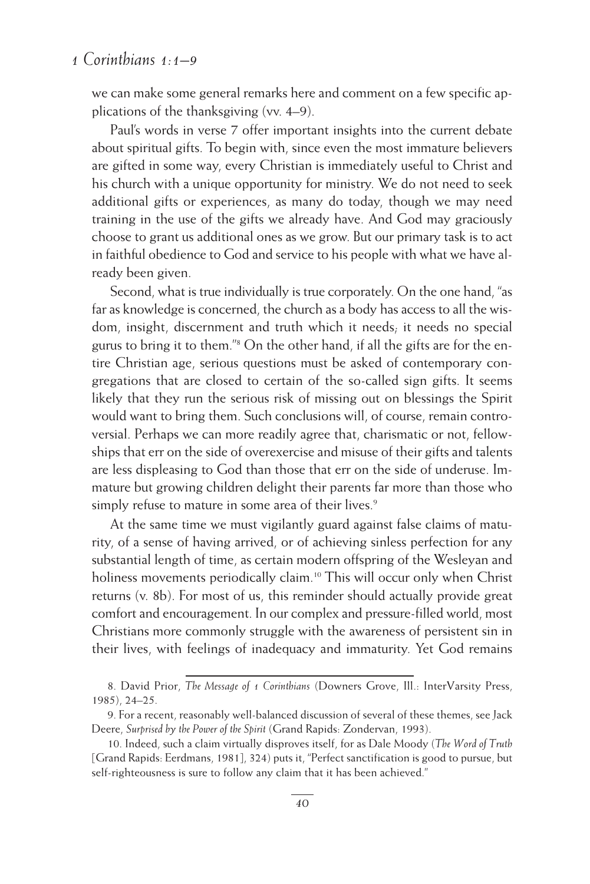we can make some general remarks here and comment on a few specific applications of the thanksgiving (vv. 4–9).

Paul's words in verse 7 offer important insights into the current debate about spiritual gifts. To begin with, since even the most immature believers are gifted in some way, every Christian is immediately useful to Christ and his church with a unique opportunity for ministry. We do not need to seek additional gifts or experiences, as many do today, though we may need training in the use of the gifts we already have. And God may graciously choose to grant us additional ones as we grow. But our primary task is to act in faithful obedience to God and service to his people with what we have already been given.

Second, what is true individually is true corporately. On the one hand, "as far as knowledge is concerned, the church as a body has access to all the wisdom, insight, discernment and truth which it needs; it needs no special gurus to bring it to them."[8] On the other hand, if all the gifts are for the entire Christian age, serious questions must be asked of contemporary congregations that are closed to certain of the so-called sign gifts. It seems likely that they run the serious risk of missing out on blessings the Spirit would want to bring them. Such conclusions will, of course, remain controversial. Perhaps we can more readily agree that, charismatic or not, fellowships that err on the side of overexercise and misuse of their gifts and talents are less displeasing to God than those that err on the side of underuse. Immature but growing children delight their parents far more than those who simply refuse to mature in some area of their lives.[9]

At the same time we must vigilantly guard against false claims of maturity, of a sense of having arrived, or of achieving sinless perfection for any substantial length of time, as certain modern offspring of the Wesleyan and holiness movements periodically claim.[10] This will occur only when Christ returns (v. 8b). For most of us, this reminder should actually provide great comfort and encouragement. In our complex and pressure-filled world, most Christians more commonly struggle with the awareness of persistent sin in their lives, with feelings of inadequacy and immaturity. Yet God remains

---

8. David Prior, *The Message of 1 Corinthians* (Downers Grove, Ill.: InterVarsity Press, 1985), 24–25.

9. For a recent, reasonably well-balanced discussion of several of these themes, see Jack Deere, *Surprised by the Power of the Spirit* (Grand Rapids: Zondervan, 1993).

10. Indeed, such a claim virtually disproves itself, for as Dale Moody (*The Word of Truth* [Grand Rapids: Eerdmans, 1981], 324) puts it, "Perfect sanctification is good to pursue, but self-righteousness is sure to follow any claim that it has been achieved."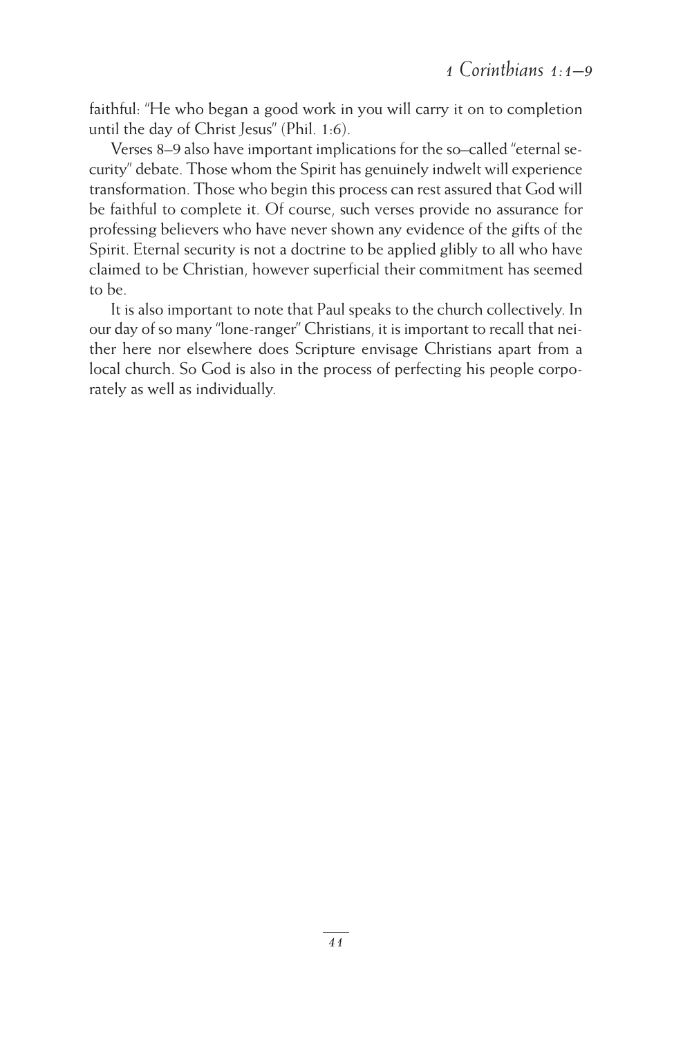faithful: "He who began a good work in you will carry it on to completion until the day of Christ Jesus" (Phil. 1:6).

Verses 8–9 also have important implications for the so–called "eternal security" debate. Those whom the Spirit has genuinely indwelt will experience transformation. Those who begin this process can rest assured that God will be faithful to complete it. Of course, such verses provide no assurance for professing believers who have never shown any evidence of the gifts of the Spirit. Eternal security is not a doctrine to be applied glibly to all who have claimed to be Christian, however superficial their commitment has seemed to be.

It is also important to note that Paul speaks to the church collectively. In our day of so many "lone-ranger" Christians, it is important to recall that neither here nor elsewhere does Scripture envisage Christians apart from a local church. So God is also in the process of perfecting his people corporately as well as individually.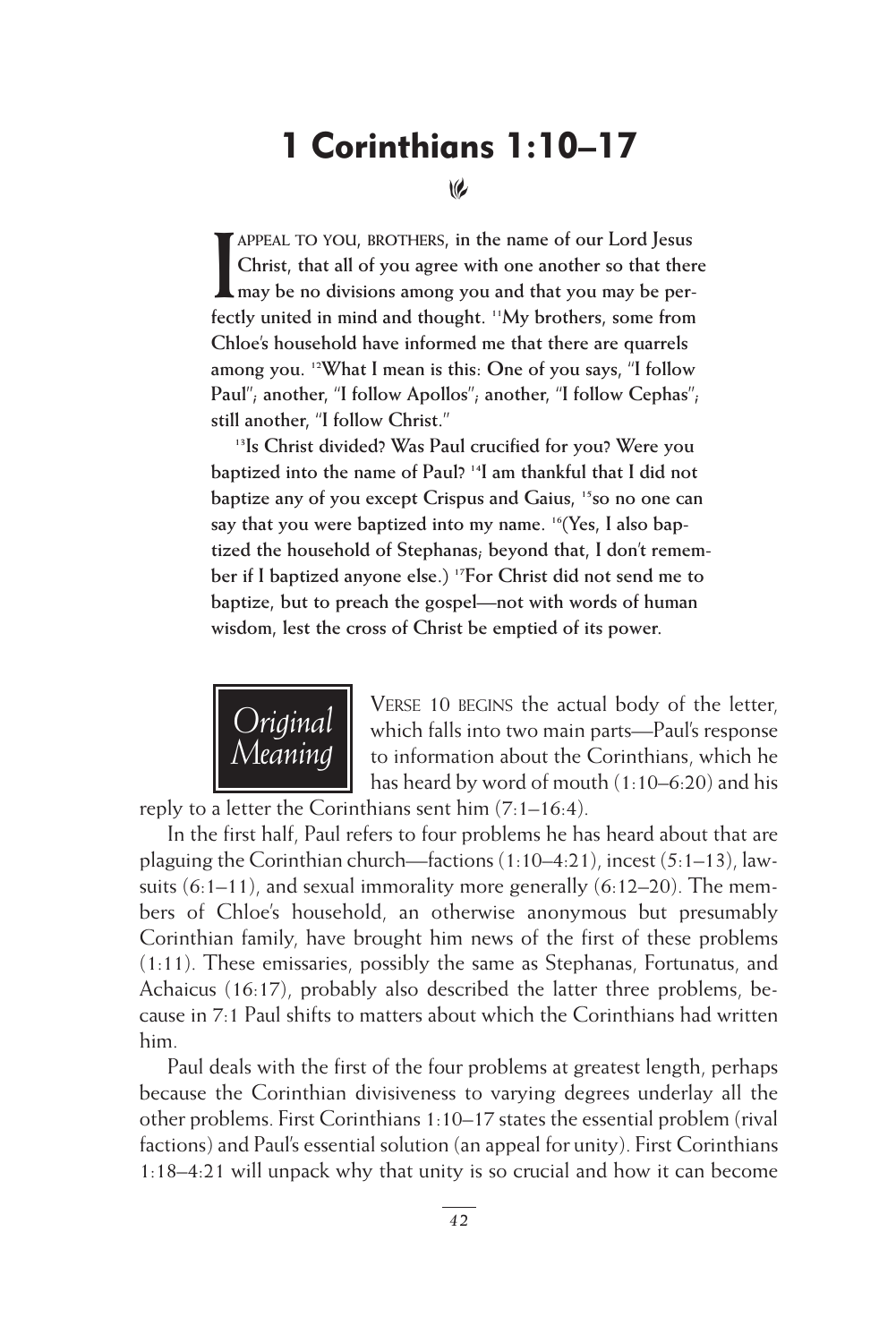# 1 Corinthians 1:10–17

**I APPEAL TO YOU, BROTHERS, in the name of our Lord Jesus Christ, that all of you agree with one another so that there may be no divisions among you and that you may be perfectly united in mind and thought. [11]My brothers, some from Chloe's household have informed me that there are quarrels among you. [12]What I mean is this: One of you says, "I follow Paul"; another, "I follow Apollos"; another, "I follow Cephas"; still another, "I follow Christ."**

**[13]Is Christ divided? Was Paul crucified for you? Were you baptized into the name of Paul? [14]I am thankful that I did not baptize any of you except Crispus and Gaius, [15]so no one can say that you were baptized into my name. [16](Yes, I also baptized the household of Stephanas; beyond that, I don't remember if I baptized anyone else.) [17]For Christ did not send me to baptize, but to preach the gospel—not with words of human wisdom, lest the cross of Christ be emptied of its power.**

## *Original Meaning*

VERSE 10 BEGINS the actual body of the letter, which falls into two main parts—Paul's response to information about the Corinthians, which he has heard by word of mouth (1:10–6:20) and his reply to a letter the Corinthians sent him (7:1–16:4).

In the first half, Paul refers to four problems he has heard about that are plaguing the Corinthian church—factions (1:10–4:21), incest (5:1–13), lawsuits (6:1–11), and sexual immorality more generally (6:12–20). The members of Chloe's household, an otherwise anonymous but presumably Corinthian family, have brought him news of the first of these problems (1:11). These emissaries, possibly the same as Stephanas, Fortunatus, and Achaicus (16:17), probably also described the latter three problems, because in 7:1 Paul shifts to matters about which the Corinthians had written him.

Paul deals with the first of the four problems at greatest length, perhaps because the Corinthian divisiveness to varying degrees underlay all the other problems. First Corinthians 1:10–17 states the essential problem (rival factions) and Paul's essential solution (an appeal for unity). First Corinthians 1:18–4:21 will unpack why that unity is so crucial and how it can become